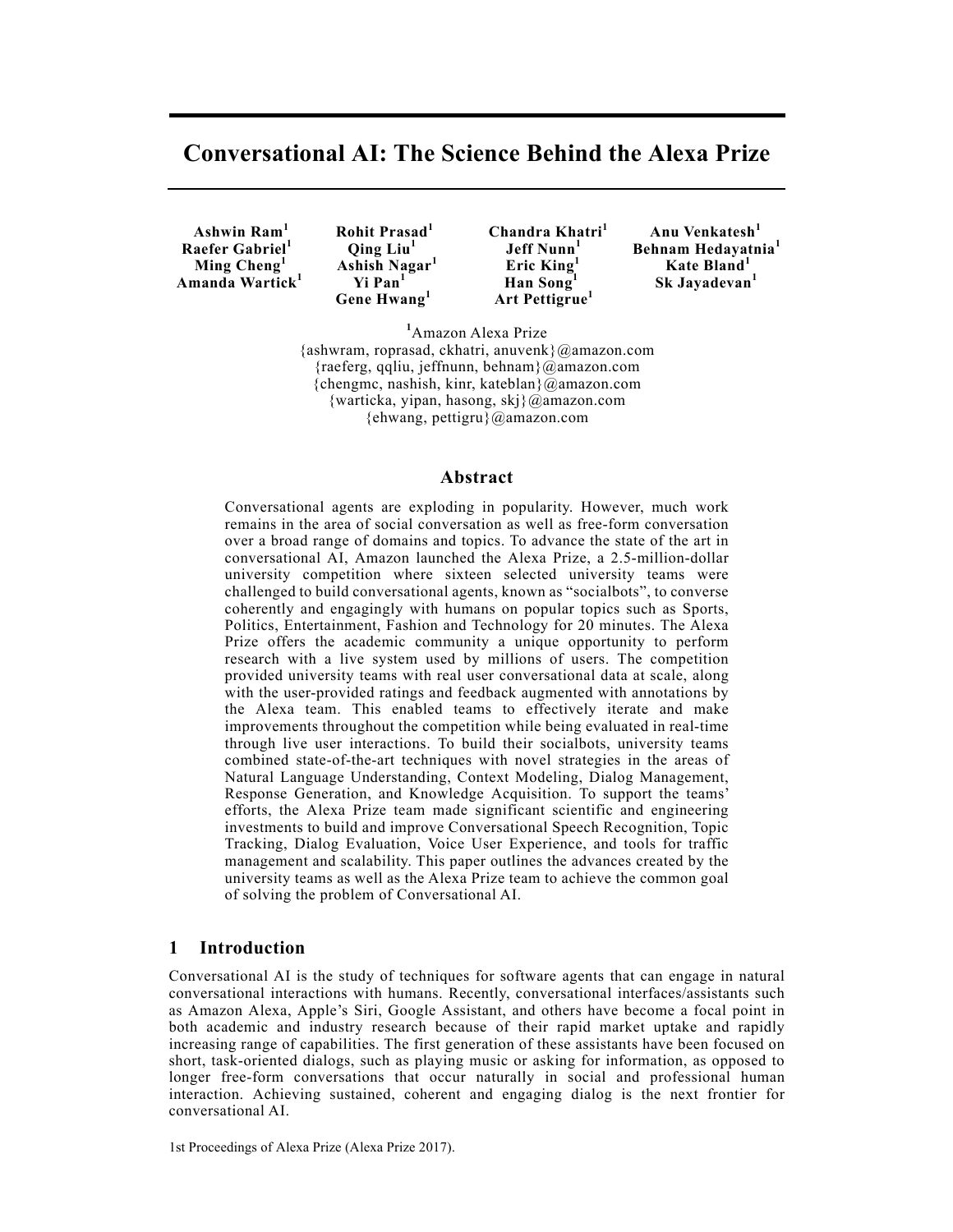# Conversational AI: The Science Behind the Alexa Prize

**Ashwin Ram[1]**, **Rohit Prasad[1]**, **Chandra Khatri[1]**, **Anu Venkatesh[1]**, **Raefer Gabriel[1]**, **Qing Liu[1]**, **Jeff Nunn[1]**, **Behnam Hedayatnia[1]**, **Ming Cheng[1]**, **Ashish Nagar[1]**, **Eric King[1]**, **Kate Bland[1]**, **Amanda Wartick[1]**, **Yi Pan[1]**, **Han Song[1]**, **Sk Jayadevan[1]**, **Gene Hwang[1]**, **Art Pettigrue[1]**

[1]Amazon Alexa Prize
{ashwram, roprasad, ckhatri, anuvenk}@amazon.com
{raeferg, qqliu, jeffnunn, behnam}@amazon.com
{chengmc, nashish, kinr, kateblan}@amazon.com
{warticka, yipan, hasong, skj}@amazon.com
{ehwang, pettigru}@amazon.com

## Abstract

Conversational agents are exploding in popularity. However, much work remains in the area of social conversation as well as free-form conversation over a broad range of domains and topics. To advance the state of the art in conversational AI, Amazon launched the Alexa Prize, a 2.5-million-dollar university competition where sixteen selected university teams were challenged to build conversational agents, known as "socialbots", to converse coherently and engagingly with humans on popular topics such as Sports, Politics, Entertainment, Fashion and Technology for 20 minutes. The Alexa Prize offers the academic community a unique opportunity to perform research with a live system used by millions of users. The competition provided university teams with real user conversational data at scale, along with the user-provided ratings and feedback augmented with annotations by the Alexa team. This enabled teams to effectively iterate and make improvements throughout the competition while being evaluated in real-time through live user interactions. To build their socialbots, university teams combined state-of-the-art techniques with novel strategies in the areas of Natural Language Understanding, Context Modeling, Dialog Management, Response Generation, and Knowledge Acquisition. To support the teams' efforts, the Alexa Prize team made significant scientific and engineering investments to build and improve Conversational Speech Recognition, Topic Tracking, Dialog Evaluation, Voice User Experience, and tools for traffic management and scalability. This paper outlines the advances created by the university teams as well as the Alexa Prize team to achieve the common goal of solving the problem of Conversational AI.

## 1 Introduction

Conversational AI is the study of techniques for software agents that can engage in natural conversational interactions with humans. Recently, conversational interfaces/assistants such as Amazon Alexa, Apple's Siri, Google Assistant, and others have become a focal point in both academic and industry research because of their rapid market uptake and rapidly increasing range of capabilities. The first generation of these assistants have been focused on short, task-oriented dialogs, such as playing music or asking for information, as opposed to longer free-form conversations that occur naturally in social and professional human interaction. Achieving sustained, coherent and engaging dialog is the next frontier for conversational AI.

1st Proceedings of Alexa Prize (Alexa Prize 2017).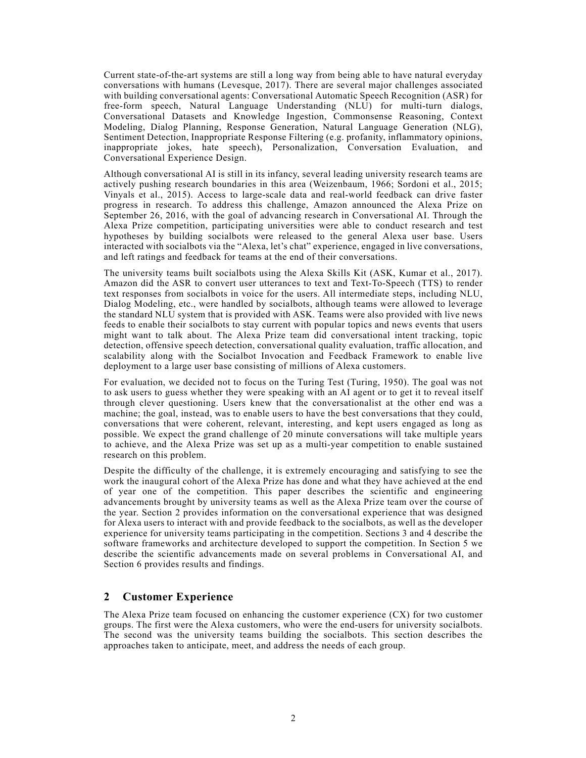Current state-of-the-art systems are still a long way from being able to have natural everyday conversations with humans (Levesque, 2017). There are several major challenges associated with building conversational agents: Conversational Automatic Speech Recognition (ASR) for free-form speech, Natural Language Understanding (NLU) for multi-turn dialogs, Conversational Datasets and Knowledge Ingestion, Commonsense Reasoning, Context Modeling, Dialog Planning, Response Generation, Natural Language Generation (NLG), Sentiment Detection, Inappropriate Response Filtering (e.g. profanity, inflammatory opinions, inappropriate jokes, hate speech), Personalization, Conversation Evaluation, and Conversational Experience Design.

Although conversational AI is still in its infancy, several leading university research teams are actively pushing research boundaries in this area (Weizenbaum, 1966; Sordoni et al., 2015; Vinyals et al., 2015). Access to large-scale data and real-world feedback can drive faster progress in research. To address this challenge, Amazon announced the Alexa Prize on September 26, 2016, with the goal of advancing research in Conversational AI. Through the Alexa Prize competition, participating universities were able to conduct research and test hypotheses by building socialbots were released to the general Alexa user base. Users interacted with socialbots via the "Alexa, let's chat" experience, engaged in live conversations, and left ratings and feedback for teams at the end of their conversations.

The university teams built socialbots using the Alexa Skills Kit (ASK, Kumar et al., 2017). Amazon did the ASR to convert user utterances to text and Text-To-Speech (TTS) to render text responses from socialbots in voice for the users. All intermediate steps, including NLU, Dialog Modeling, etc., were handled by socialbots, although teams were allowed to leverage the standard NLU system that is provided with ASK. Teams were also provided with live news feeds to enable their socialbots to stay current with popular topics and news events that users might want to talk about. The Alexa Prize team did conversational intent tracking, topic detection, offensive speech detection, conversational quality evaluation, traffic allocation, and scalability along with the Socialbot Invocation and Feedback Framework to enable live deployment to a large user base consisting of millions of Alexa customers.

For evaluation, we decided not to focus on the Turing Test (Turing, 1950). The goal was not to ask users to guess whether they were speaking with an AI agent or to get it to reveal itself through clever questioning. Users knew that the conversationalist at the other end was a machine; the goal, instead, was to enable users to have the best conversations that they could, conversations that were coherent, relevant, interesting, and kept users engaged as long as possible. We expect the grand challenge of 20 minute conversations will take multiple years to achieve, and the Alexa Prize was set up as a multi-year competition to enable sustained research on this problem.

Despite the difficulty of the challenge, it is extremely encouraging and satisfying to see the work the inaugural cohort of the Alexa Prize has done and what they have achieved at the end of year one of the competition. This paper describes the scientific and engineering advancements brought by university teams as well as the Alexa Prize team over the course of the year. Section 2 provides information on the conversational experience that was designed for Alexa users to interact with and provide feedback to the socialbots, as well as the developer experience for university teams participating in the competition. Sections 3 and 4 describe the software frameworks and architecture developed to support the competition. In Section 5 we describe the scientific advancements made on several problems in Conversational AI, and Section 6 provides results and findings.

## 2 Customer Experience

The Alexa Prize team focused on enhancing the customer experience (CX) for two customer groups. The first were the Alexa customers, who were the end-users for university socialbots. The second was the university teams building the socialbots. This section describes the approaches taken to anticipate, meet, and address the needs of each group.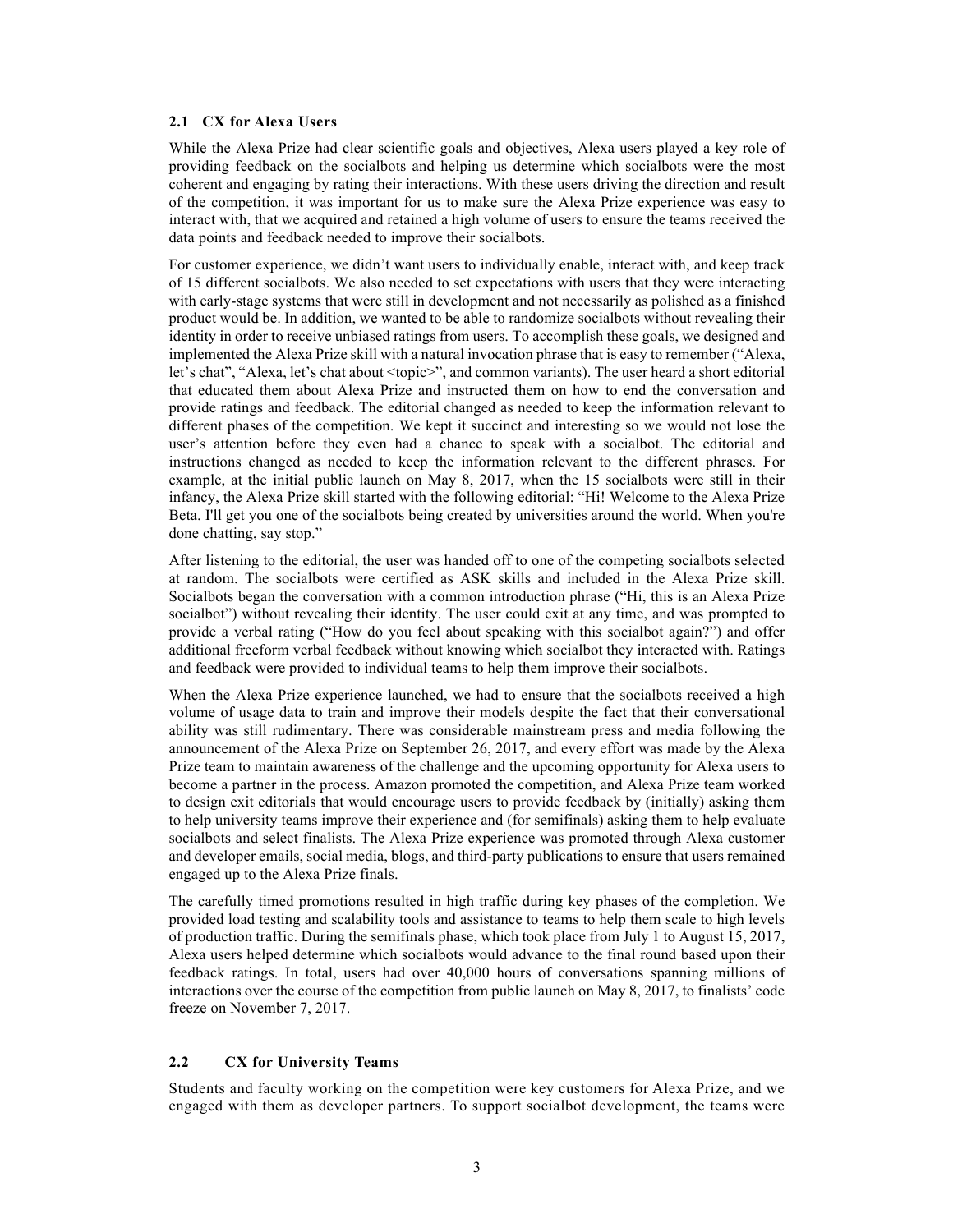### 2.1 CX for Alexa Users

While the Alexa Prize had clear scientific goals and objectives, Alexa users played a key role of providing feedback on the socialbots and helping us determine which socialbots were the most coherent and engaging by rating their interactions. With these users driving the direction and result of the competition, it was important for us to make sure the Alexa Prize experience was easy to interact with, that we acquired and retained a high volume of users to ensure the teams received the data points and feedback needed to improve their socialbots.

For customer experience, we didn't want users to individually enable, interact with, and keep track of 15 different socialbots. We also needed to set expectations with users that they were interacting with early-stage systems that were still in development and not necessarily as polished as a finished product would be. In addition, we wanted to be able to randomize socialbots without revealing their identity in order to receive unbiased ratings from users. To accomplish these goals, we designed and implemented the Alexa Prize skill with a natural invocation phrase that is easy to remember ("Alexa, let's chat", "Alexa, let's chat about <topic>", and common variants). The user heard a short editorial that educated them about Alexa Prize and instructed them on how to end the conversation and provide ratings and feedback. The editorial changed as needed to keep the information relevant to different phases of the competition. We kept it succinct and interesting so we would not lose the user's attention before they even had a chance to speak with a socialbot. The editorial and instructions changed as needed to keep the information relevant to the different phrases. For example, at the initial public launch on May 8, 2017, when the 15 socialbots were still in their infancy, the Alexa Prize skill started with the following editorial: "Hi! Welcome to the Alexa Prize Beta. I'll get you one of the socialbots being created by universities around the world. When you're done chatting, say stop."

After listening to the editorial, the user was handed off to one of the competing socialbots selected at random. The socialbots were certified as ASK skills and included in the Alexa Prize skill. Socialbots began the conversation with a common introduction phrase ("Hi, this is an Alexa Prize socialbot") without revealing their identity. The user could exit at any time, and was prompted to provide a verbal rating ("How do you feel about speaking with this socialbot again?") and offer additional freeform verbal feedback without knowing which socialbot they interacted with. Ratings and feedback were provided to individual teams to help them improve their socialbots.

When the Alexa Prize experience launched, we had to ensure that the socialbots received a high volume of usage data to train and improve their models despite the fact that their conversational ability was still rudimentary. There was considerable mainstream press and media following the announcement of the Alexa Prize on September 26, 2017, and every effort was made by the Alexa Prize team to maintain awareness of the challenge and the upcoming opportunity for Alexa users to become a partner in the process. Amazon promoted the competition, and Alexa Prize team worked to design exit editorials that would encourage users to provide feedback by (initially) asking them to help university teams improve their experience and (for semifinals) asking them to help evaluate socialbots and select finalists. The Alexa Prize experience was promoted through Alexa customer and developer emails, social media, blogs, and third-party publications to ensure that users remained engaged up to the Alexa Prize finals.

The carefully timed promotions resulted in high traffic during key phases of the completion. We provided load testing and scalability tools and assistance to teams to help them scale to high levels of production traffic. During the semifinals phase, which took place from July 1 to August 15, 2017, Alexa users helped determine which socialbots would advance to the final round based upon their feedback ratings. In total, users had over 40,000 hours of conversations spanning millions of interactions over the course of the competition from public launch on May 8, 2017, to finalists' code freeze on November 7, 2017.

### 2.2 CX for University Teams

Students and faculty working on the competition were key customers for Alexa Prize, and we engaged with them as developer partners. To support socialbot development, the teams were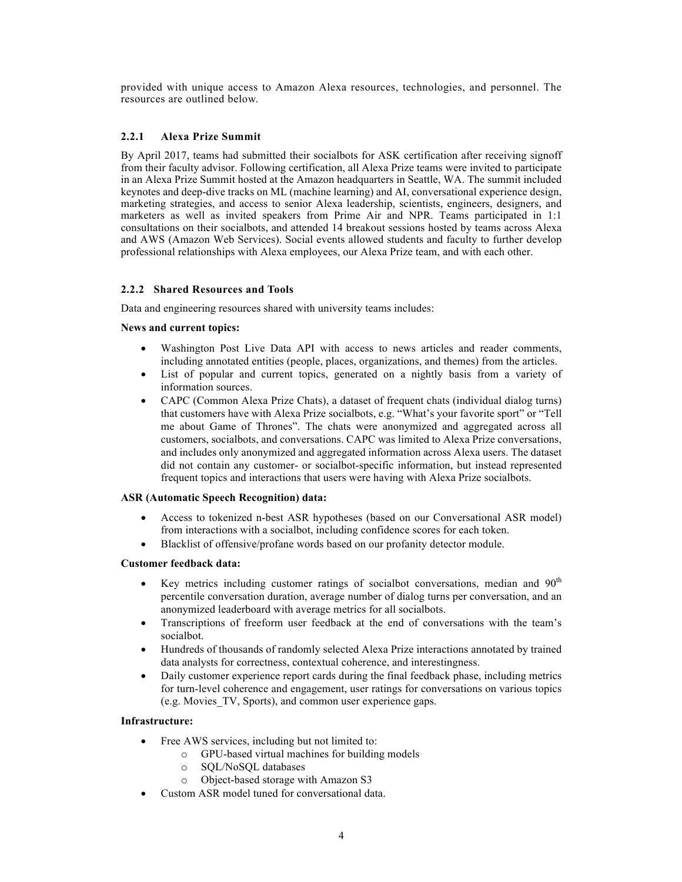provided with unique access to Amazon Alexa resources, technologies, and personnel. The resources are outlined below.

### 2.2.1 Alexa Prize Summit

By April 2017, teams had submitted their socialbots for ASK certification after receiving signoff from their faculty advisor. Following certification, all Alexa Prize teams were invited to participate in an Alexa Prize Summit hosted at the Amazon headquarters in Seattle, WA. The summit included keynotes and deep-dive tracks on ML (machine learning) and AI, conversational experience design, marketing strategies, and access to senior Alexa leadership, scientists, engineers, designers, and marketers as well as invited speakers from Prime Air and NPR. Teams participated in 1:1 consultations on their socialbots, and attended 14 breakout sessions hosted by teams across Alexa and AWS (Amazon Web Services). Social events allowed students and faculty to further develop professional relationships with Alexa employees, our Alexa Prize team, and with each other.

### 2.2.2 Shared Resources and Tools

Data and engineering resources shared with university teams includes:

**News and current topics:**

- Washington Post Live Data API with access to news articles and reader comments, including annotated entities (people, places, organizations, and themes) from the articles.
- List of popular and current topics, generated on a nightly basis from a variety of information sources.
- CAPC (Common Alexa Prize Chats), a dataset of frequent chats (individual dialog turns) that customers have with Alexa Prize socialbots, e.g. "What's your favorite sport" or "Tell me about Game of Thrones". The chats were anonymized and aggregated across all customers, socialbots, and conversations. CAPC was limited to Alexa Prize conversations, and includes only anonymized and aggregated information across Alexa users. The dataset did not contain any customer- or socialbot-specific information, but instead represented frequent topics and interactions that users were having with Alexa Prize socialbots.

**ASR (Automatic Speech Recognition) data:**

- Access to tokenized n-best ASR hypotheses (based on our Conversational ASR model) from interactions with a socialbot, including confidence scores for each token.
- Blacklist of offensive/profane words based on our profanity detector module.

**Customer feedback data:**

- Key metrics including customer ratings of socialbot conversations, median and 90th percentile conversation duration, average number of dialog turns per conversation, and an anonymized leaderboard with average metrics for all socialbots.
- Transcriptions of freeform user feedback at the end of conversations with the team's socialbot.
- Hundreds of thousands of randomly selected Alexa Prize interactions annotated by trained data analysts for correctness, contextual coherence, and interestingness.
- Daily customer experience report cards during the final feedback phase, including metrics for turn-level coherence and engagement, user ratings for conversations on various topics (e.g. Movies_TV, Sports), and common user experience gaps.

**Infrastructure:**

- Free AWS services, including but not limited to:
  - GPU-based virtual machines for building models
  - SQL/NoSQL databases
  - Object-based storage with Amazon S3
- Custom ASR model tuned for conversational data.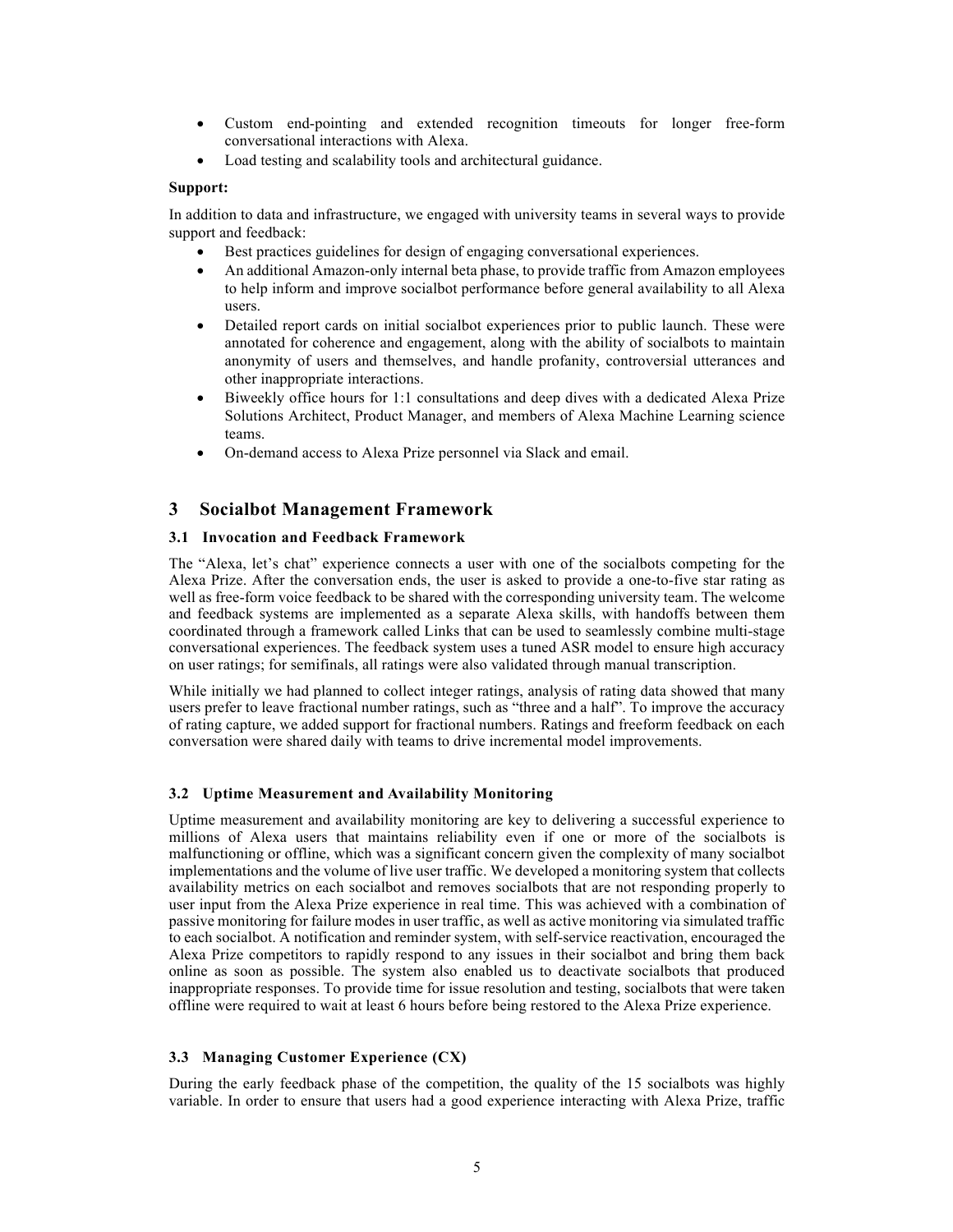- Custom end-pointing and extended recognition timeouts for longer free-form conversational interactions with Alexa.
- Load testing and scalability tools and architectural guidance.

**Support:**

In addition to data and infrastructure, we engaged with university teams in several ways to provide support and feedback:

- Best practices guidelines for design of engaging conversational experiences.
- An additional Amazon-only internal beta phase, to provide traffic from Amazon employees to help inform and improve socialbot performance before general availability to all Alexa users.
- Detailed report cards on initial socialbot experiences prior to public launch. These were annotated for coherence and engagement, along with the ability of socialbots to maintain anonymity of users and themselves, and handle profanity, controversial utterances and other inappropriate interactions.
- Biweekly office hours for 1:1 consultations and deep dives with a dedicated Alexa Prize Solutions Architect, Product Manager, and members of Alexa Machine Learning science teams.
- On-demand access to Alexa Prize personnel via Slack and email.

## 3 Socialbot Management Framework

### 3.1 Invocation and Feedback Framework

The "Alexa, let's chat" experience connects a user with one of the socialbots competing for the Alexa Prize. After the conversation ends, the user is asked to provide a one-to-five star rating as well as free-form voice feedback to be shared with the corresponding university team. The welcome and feedback systems are implemented as a separate Alexa skills, with handoffs between them coordinated through a framework called Links that can be used to seamlessly combine multi-stage conversational experiences. The feedback system uses a tuned ASR model to ensure high accuracy on user ratings; for semifinals, all ratings were also validated through manual transcription.

While initially we had planned to collect integer ratings, analysis of rating data showed that many users prefer to leave fractional number ratings, such as "three and a half". To improve the accuracy of rating capture, we added support for fractional numbers. Ratings and freeform feedback on each conversation were shared daily with teams to drive incremental model improvements.

### 3.2 Uptime Measurement and Availability Monitoring

Uptime measurement and availability monitoring are key to delivering a successful experience to millions of Alexa users that maintains reliability even if one or more of the socialbots is malfunctioning or offline, which was a significant concern given the complexity of many socialbot implementations and the volume of live user traffic. We developed a monitoring system that collects availability metrics on each socialbot and removes socialbots that are not responding properly to user input from the Alexa Prize experience in real time. This was achieved with a combination of passive monitoring for failure modes in user traffic, as well as active monitoring via simulated traffic to each socialbot. A notification and reminder system, with self-service reactivation, encouraged the Alexa Prize competitors to rapidly respond to any issues in their socialbot and bring them back online as soon as possible. The system also enabled us to deactivate socialbots that produced inappropriate responses. To provide time for issue resolution and testing, socialbots that were taken offline were required to wait at least 6 hours before being restored to the Alexa Prize experience.

### 3.3 Managing Customer Experience (CX)

During the early feedback phase of the competition, the quality of the 15 socialbots was highly variable. In order to ensure that users had a good experience interacting with Alexa Prize, traffic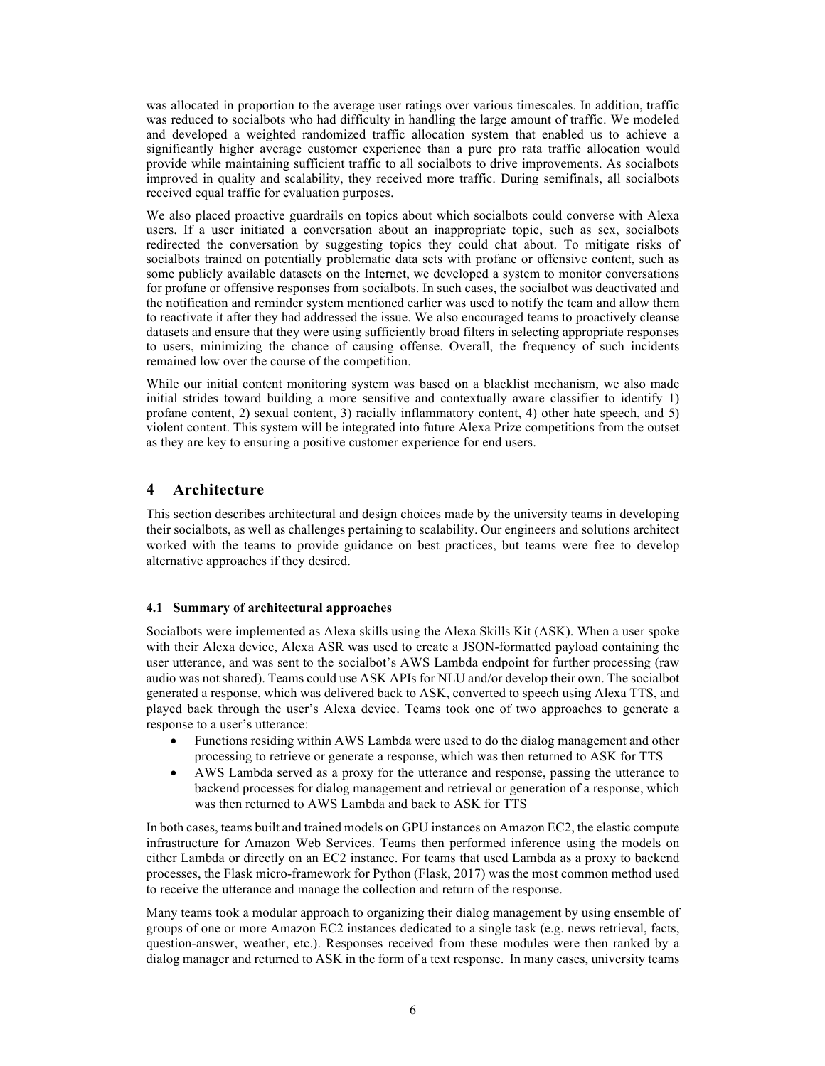was allocated in proportion to the average user ratings over various timescales. In addition, traffic was reduced to socialbots who had difficulty in handling the large amount of traffic. We modeled and developed a weighted randomized traffic allocation system that enabled us to achieve a significantly higher average customer experience than a pure pro rata traffic allocation would provide while maintaining sufficient traffic to all socialbots to drive improvements. As socialbots improved in quality and scalability, they received more traffic. During semifinals, all socialbots received equal traffic for evaluation purposes.

We also placed proactive guardrails on topics about which socialbots could converse with Alexa users. If a user initiated a conversation about an inappropriate topic, such as sex, socialbots redirected the conversation by suggesting topics they could chat about. To mitigate risks of socialbots trained on potentially problematic data sets with profane or offensive content, such as some publicly available datasets on the Internet, we developed a system to monitor conversations for profane or offensive responses from socialbots. In such cases, the socialbot was deactivated and the notification and reminder system mentioned earlier was used to notify the team and allow them to reactivate it after they had addressed the issue. We also encouraged teams to proactively cleanse datasets and ensure that they were using sufficiently broad filters in selecting appropriate responses to users, minimizing the chance of causing offense. Overall, the frequency of such incidents remained low over the course of the competition.

While our initial content monitoring system was based on a blacklist mechanism, we also made initial strides toward building a more sensitive and contextually aware classifier to identify 1) profane content, 2) sexual content, 3) racially inflammatory content, 4) other hate speech, and 5) violent content. This system will be integrated into future Alexa Prize competitions from the outset as they are key to ensuring a positive customer experience for end users.

# 4 Architecture

This section describes architectural and design choices made by the university teams in developing their socialbots, as well as challenges pertaining to scalability. Our engineers and solutions architect worked with the teams to provide guidance on best practices, but teams were free to develop alternative approaches if they desired.

## 4.1 Summary of architectural approaches

Socialbots were implemented as Alexa skills using the Alexa Skills Kit (ASK). When a user spoke with their Alexa device, Alexa ASR was used to create a JSON-formatted payload containing the user utterance, and was sent to the socialbot's AWS Lambda endpoint for further processing (raw audio was not shared). Teams could use ASK APIs for NLU and/or develop their own. The socialbot generated a response, which was delivered back to ASK, converted to speech using Alexa TTS, and played back through the user's Alexa device. Teams took one of two approaches to generate a response to a user's utterance:

- Functions residing within AWS Lambda were used to do the dialog management and other processing to retrieve or generate a response, which was then returned to ASK for TTS
- AWS Lambda served as a proxy for the utterance and response, passing the utterance to backend processes for dialog management and retrieval or generation of a response, which was then returned to AWS Lambda and back to ASK for TTS

In both cases, teams built and trained models on GPU instances on Amazon EC2, the elastic compute infrastructure for Amazon Web Services. Teams then performed inference using the models on either Lambda or directly on an EC2 instance. For teams that used Lambda as a proxy to backend processes, the Flask micro-framework for Python (Flask, 2017) was the most common method used to receive the utterance and manage the collection and return of the response.

Many teams took a modular approach to organizing their dialog management by using ensemble of groups of one or more Amazon EC2 instances dedicated to a single task (e.g. news retrieval, facts, question-answer, weather, etc.). Responses received from these modules were then ranked by a dialog manager and returned to ASK in the form of a text response. In many cases, university teams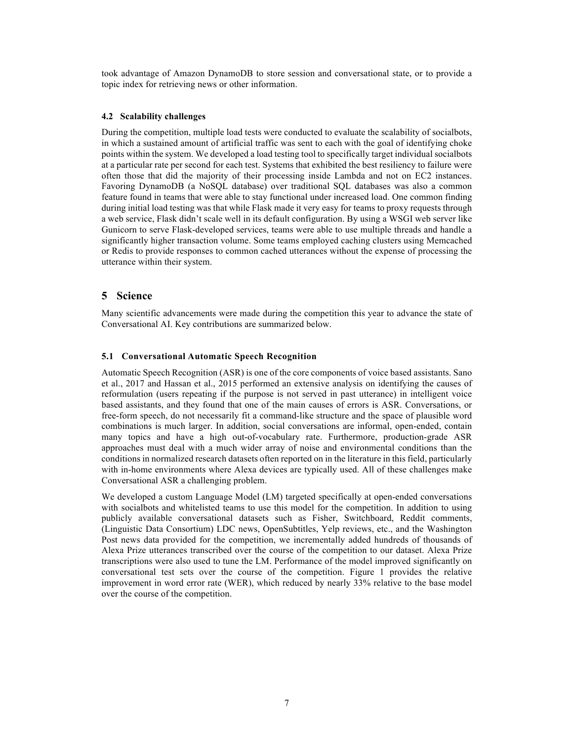took advantage of Amazon DynamoDB to store session and conversational state, or to provide a topic index for retrieving news or other information.

### 4.2 Scalability challenges

During the competition, multiple load tests were conducted to evaluate the scalability of socialbots, in which a sustained amount of artificial traffic was sent to each with the goal of identifying choke points within the system. We developed a load testing tool to specifically target individual socialbots at a particular rate per second for each test. Systems that exhibited the best resiliency to failure were often those that did the majority of their processing inside Lambda and not on EC2 instances. Favoring DynamoDB (a NoSQL database) over traditional SQL databases was also a common feature found in teams that were able to stay functional under increased load. One common finding during initial load testing was that while Flask made it very easy for teams to proxy requests through a web service, Flask didn't scale well in its default configuration. By using a WSGI web server like Gunicorn to serve Flask-developed services, teams were able to use multiple threads and handle a significantly higher transaction volume. Some teams employed caching clusters using Memcached or Redis to provide responses to common cached utterances without the expense of processing the utterance within their system.

## 5 Science

Many scientific advancements were made during the competition this year to advance the state of Conversational AI. Key contributions are summarized below.

### 5.1 Conversational Automatic Speech Recognition

Automatic Speech Recognition (ASR) is one of the core components of voice based assistants. Sano et al., 2017 and Hassan et al., 2015 performed an extensive analysis on identifying the causes of reformulation (users repeating if the purpose is not served in past utterance) in intelligent voice based assistants, and they found that one of the main causes of errors is ASR. Conversations, or free-form speech, do not necessarily fit a command-like structure and the space of plausible word combinations is much larger. In addition, social conversations are informal, open-ended, contain many topics and have a high out-of-vocabulary rate. Furthermore, production-grade ASR approaches must deal with a much wider array of noise and environmental conditions than the conditions in normalized research datasets often reported on in the literature in this field, particularly with in-home environments where Alexa devices are typically used. All of these challenges make Conversational ASR a challenging problem.

We developed a custom Language Model (LM) targeted specifically at open-ended conversations with socialbots and whitelisted teams to use this model for the competition. In addition to using publicly available conversational datasets such as Fisher, Switchboard, Reddit comments, (Linguistic Data Consortium) LDC news, OpenSubtitles, Yelp reviews, etc., and the Washington Post news data provided for the competition, we incrementally added hundreds of thousands of Alexa Prize utterances transcribed over the course of the competition to our dataset. Alexa Prize transcriptions were also used to tune the LM. Performance of the model improved significantly on conversational test sets over the course of the competition. Figure 1 provides the relative improvement in word error rate (WER), which reduced by nearly 33% relative to the base model over the course of the competition.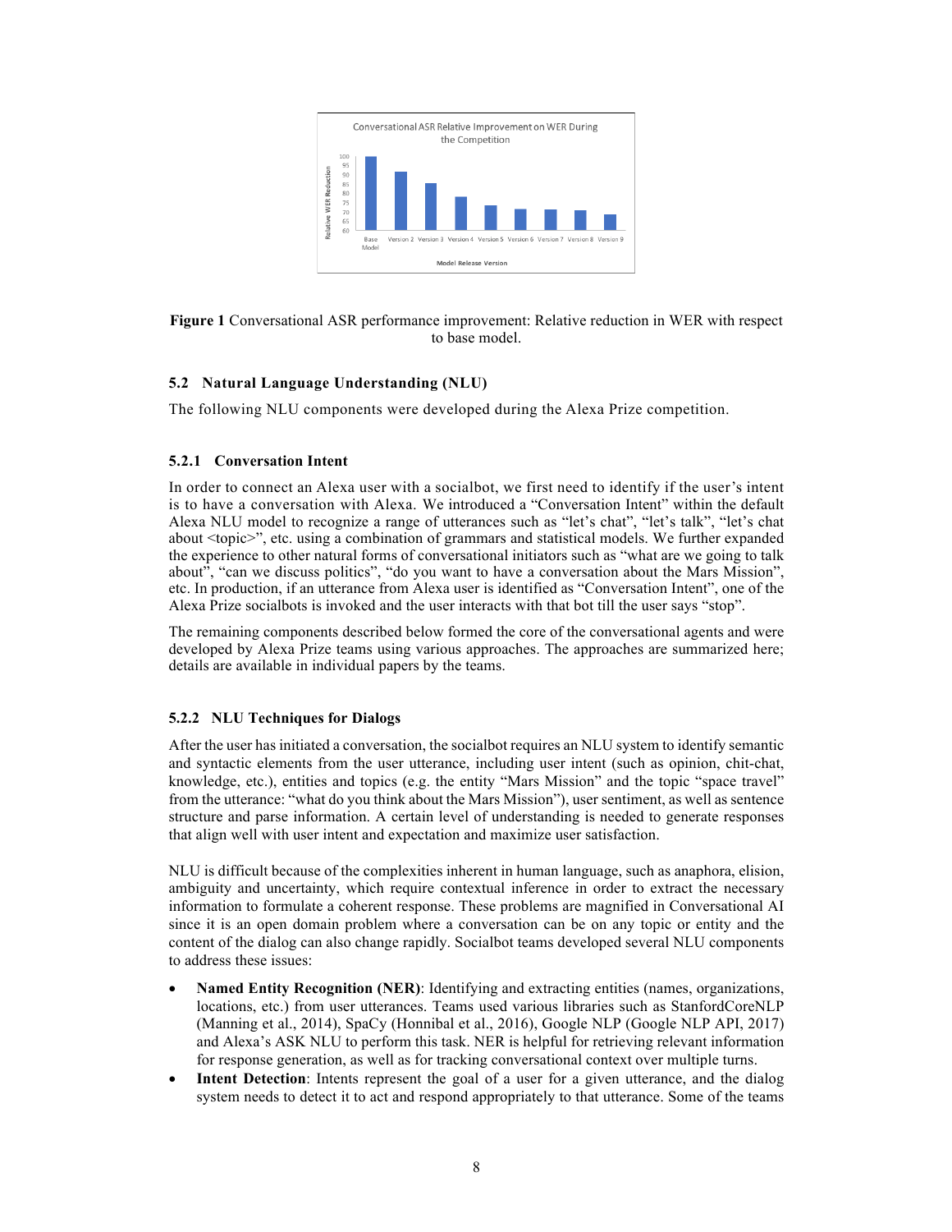**Figure 1** Conversational ASR performance improvement: Relative reduction in WER with respect to base model.

### 5.2 Natural Language Understanding (NLU)

The following NLU components were developed during the Alexa Prize competition.

#### 5.2.1 Conversation Intent

In order to connect an Alexa user with a socialbot, we first need to identify if the user's intent is to have a conversation with Alexa. We introduced a "Conversation Intent" within the default Alexa NLU model to recognize a range of utterances such as "let's chat", "let's talk", "let's chat about <topic>", etc. using a combination of grammars and statistical models. We further expanded the experience to other natural forms of conversational initiators such as "what are we going to talk about", "can we discuss politics", "do you want to have a conversation about the Mars Mission", etc. In production, if an utterance from Alexa user is identified as "Conversation Intent", one of the Alexa Prize socialbots is invoked and the user interacts with that bot till the user says "stop".

The remaining components described below formed the core of the conversational agents and were developed by Alexa Prize teams using various approaches. The approaches are summarized here; details are available in individual papers by the teams.

#### 5.2.2 NLU Techniques for Dialogs

After the user has initiated a conversation, the socialbot requires an NLU system to identify semantic and syntactic elements from the user utterance, including user intent (such as opinion, chit-chat, knowledge, etc.), entities and topics (e.g. the entity "Mars Mission" and the topic "space travel" from the utterance: "what do you think about the Mars Mission"), user sentiment, as well as sentence structure and parse information. A certain level of understanding is needed to generate responses that align well with user intent and expectation and maximize user satisfaction.

NLU is difficult because of the complexities inherent in human language, such as anaphora, elision, ambiguity and uncertainty, which require contextual inference in order to extract the necessary information to formulate a coherent response. These problems are magnified in Conversational AI since it is an open domain problem where a conversation can be on any topic or entity and the content of the dialog can also change rapidly. Socialbot teams developed several NLU components to address these issues:

- **Named Entity Recognition (NER)**: Identifying and extracting entities (names, organizations, locations, etc.) from user utterances. Teams used various libraries such as StanfordCoreNLP (Manning et al., 2014), SpaCy (Honnibal et al., 2016), Google NLP (Google NLP API, 2017) and Alexa's ASK NLU to perform this task. NER is helpful for retrieving relevant information for response generation, as well as for tracking conversational context over multiple turns.
- **Intent Detection**: Intents represent the goal of a user for a given utterance, and the dialog system needs to detect it to act and respond appropriately to that utterance. Some of the teams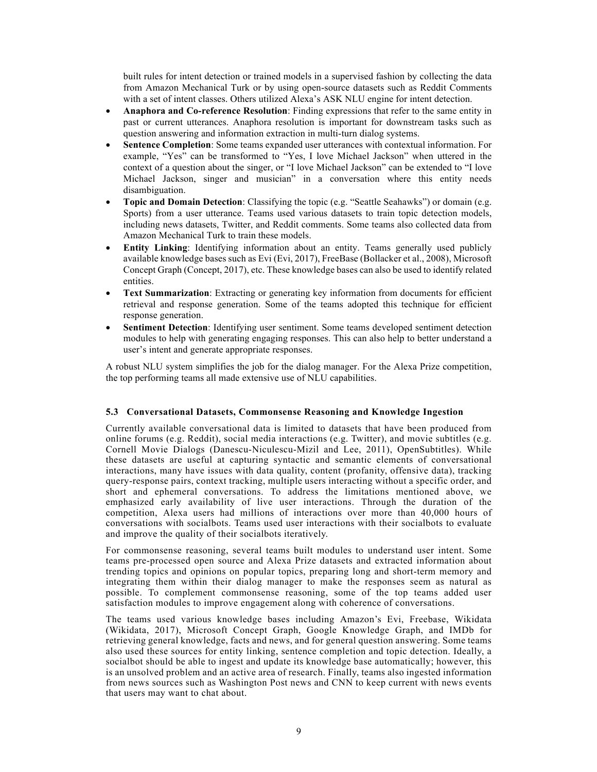built rules for intent detection or trained models in a supervised fashion by collecting the data from Amazon Mechanical Turk or by using open-source datasets such as Reddit Comments with a set of intent classes. Others utilized Alexa's ASK NLU engine for intent detection.

- **Anaphora and Co-reference Resolution**: Finding expressions that refer to the same entity in past or current utterances. Anaphora resolution is important for downstream tasks such as question answering and information extraction in multi-turn dialog systems.
- **Sentence Completion**: Some teams expanded user utterances with contextual information. For example, "Yes" can be transformed to "Yes, I love Michael Jackson" when uttered in the context of a question about the singer, or "I love Michael Jackson" can be extended to "I love Michael Jackson, singer and musician" in a conversation where this entity needs disambiguation.
- **Topic and Domain Detection**: Classifying the topic (e.g. "Seattle Seahawks") or domain (e.g. Sports) from a user utterance. Teams used various datasets to train topic detection models, including news datasets, Twitter, and Reddit comments. Some teams also collected data from Amazon Mechanical Turk to train these models.
- **Entity Linking**: Identifying information about an entity. Teams generally used publicly available knowledge bases such as Evi (Evi, 2017), FreeBase (Bollacker et al., 2008), Microsoft Concept Graph (Concept, 2017), etc. These knowledge bases can also be used to identify related entities.
- **Text Summarization**: Extracting or generating key information from documents for efficient retrieval and response generation. Some of the teams adopted this technique for efficient response generation.
- **Sentiment Detection**: Identifying user sentiment. Some teams developed sentiment detection modules to help with generating engaging responses. This can also help to better understand a user's intent and generate appropriate responses.

A robust NLU system simplifies the job for the dialog manager. For the Alexa Prize competition, the top performing teams all made extensive use of NLU capabilities.

### 5.3 Conversational Datasets, Commonsense Reasoning and Knowledge Ingestion

Currently available conversational data is limited to datasets that have been produced from online forums (e.g. Reddit), social media interactions (e.g. Twitter), and movie subtitles (e.g. Cornell Movie Dialogs (Danescu-Niculescu-Mizil and Lee, 2011), OpenSubtitles). While these datasets are useful at capturing syntactic and semantic elements of conversational interactions, many have issues with data quality, content (profanity, offensive data), tracking query-response pairs, context tracking, multiple users interacting without a specific order, and short and ephemeral conversations. To address the limitations mentioned above, we emphasized early availability of live user interactions. Through the duration of the competition, Alexa users had millions of interactions over more than 40,000 hours of conversations with socialbots. Teams used user interactions with their socialbots to evaluate and improve the quality of their socialbots iteratively.

For commonsense reasoning, several teams built modules to understand user intent. Some teams pre-processed open source and Alexa Prize datasets and extracted information about trending topics and opinions on popular topics, preparing long and short-term memory and integrating them within their dialog manager to make the responses seem as natural as possible. To complement commonsense reasoning, some of the top teams added user satisfaction modules to improve engagement along with coherence of conversations.

The teams used various knowledge bases including Amazon's Evi, Freebase, Wikidata (Wikidata, 2017), Microsoft Concept Graph, Google Knowledge Graph, and IMDb for retrieving general knowledge, facts and news, and for general question answering. Some teams also used these sources for entity linking, sentence completion and topic detection. Ideally, a socialbot should be able to ingest and update its knowledge base automatically; however, this is an unsolved problem and an active area of research. Finally, teams also ingested information from news sources such as Washington Post news and CNN to keep current with news events that users may want to chat about.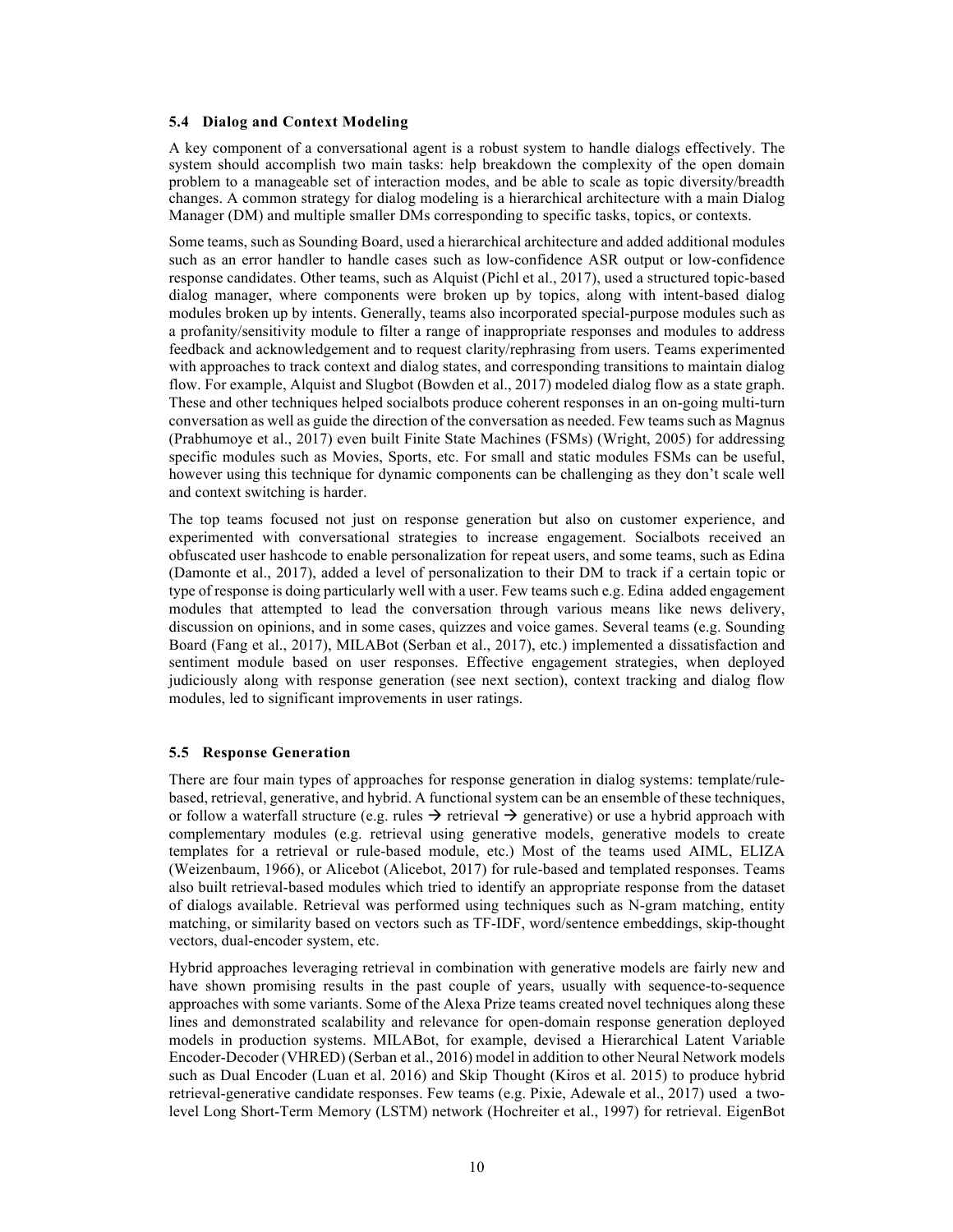### 5.4 Dialog and Context Modeling

A key component of a conversational agent is a robust system to handle dialogs effectively. The system should accomplish two main tasks: help breakdown the complexity of the open domain problem to a manageable set of interaction modes, and be able to scale as topic diversity/breadth changes. A common strategy for dialog modeling is a hierarchical architecture with a main Dialog Manager (DM) and multiple smaller DMs corresponding to specific tasks, topics, or contexts.

Some teams, such as Sounding Board, used a hierarchical architecture and added additional modules such as an error handler to handle cases such as low-confidence ASR output or low-confidence response candidates. Other teams, such as Alquist (Pichl et al., 2017), used a structured topic-based dialog manager, where components were broken up by topics, along with intent-based dialog modules broken up by intents. Generally, teams also incorporated special-purpose modules such as a profanity/sensitivity module to filter a range of inappropriate responses and modules to address feedback and acknowledgement and to request clarity/rephrasing from users. Teams experimented with approaches to track context and dialog states, and corresponding transitions to maintain dialog flow. For example, Alquist and Slugbot (Bowden et al., 2017) modeled dialog flow as a state graph. These and other techniques helped socialbots produce coherent responses in an on-going multi-turn conversation as well as guide the direction of the conversation as needed. Few teams such as Magnus (Prabhumoye et al., 2017) even built Finite State Machines (FSMs) (Wright, 2005) for addressing specific modules such as Movies, Sports, etc. For small and static modules FSMs can be useful, however using this technique for dynamic components can be challenging as they don't scale well and context switching is harder.

The top teams focused not just on response generation but also on customer experience, and experimented with conversational strategies to increase engagement. Socialbots received an obfuscated user hashcode to enable personalization for repeat users, and some teams, such as Edina (Damonte et al., 2017), added a level of personalization to their DM to track if a certain topic or type of response is doing particularly well with a user. Few teams such e.g. Edina added engagement modules that attempted to lead the conversation through various means like news delivery, discussion on opinions, and in some cases, quizzes and voice games. Several teams (e.g. Sounding Board (Fang et al., 2017), MILABot (Serban et al., 2017), etc.) implemented a dissatisfaction and sentiment module based on user responses. Effective engagement strategies, when deployed judiciously along with response generation (see next section), context tracking and dialog flow modules, led to significant improvements in user ratings.

### 5.5 Response Generation

There are four main types of approaches for response generation in dialog systems: template/rule-based, retrieval, generative, and hybrid. A functional system can be an ensemble of these techniques, or follow a waterfall structure (e.g. rules → retrieval → generative) or use a hybrid approach with complementary modules (e.g. retrieval using generative models, generative models to create templates for a retrieval or rule-based module, etc.) Most of the teams used AIML, ELIZA (Weizenbaum, 1966), or Alicebot (Alicebot, 2017) for rule-based and templated responses. Teams also built retrieval-based modules which tried to identify an appropriate response from the dataset of dialogs available. Retrieval was performed using techniques such as N-gram matching, entity matching, or similarity based on vectors such as TF-IDF, word/sentence embeddings, skip-thought vectors, dual-encoder system, etc.

Hybrid approaches leveraging retrieval in combination with generative models are fairly new and have shown promising results in the past couple of years, usually with sequence-to-sequence approaches with some variants. Some of the Alexa Prize teams created novel techniques along these lines and demonstrated scalability and relevance for open-domain response generation deployed models in production systems. MILABot, for example, devised a Hierarchical Latent Variable Encoder-Decoder (VHRED) (Serban et al., 2016) model in addition to other Neural Network models such as Dual Encoder (Luan et al. 2016) and Skip Thought (Kiros et al. 2015) to produce hybrid retrieval-generative candidate responses. Few teams (e.g. Pixie, Adewale et al., 2017) used a two-level Long Short-Term Memory (LSTM) network (Hochreiter et al., 1997) for retrieval. EigenBot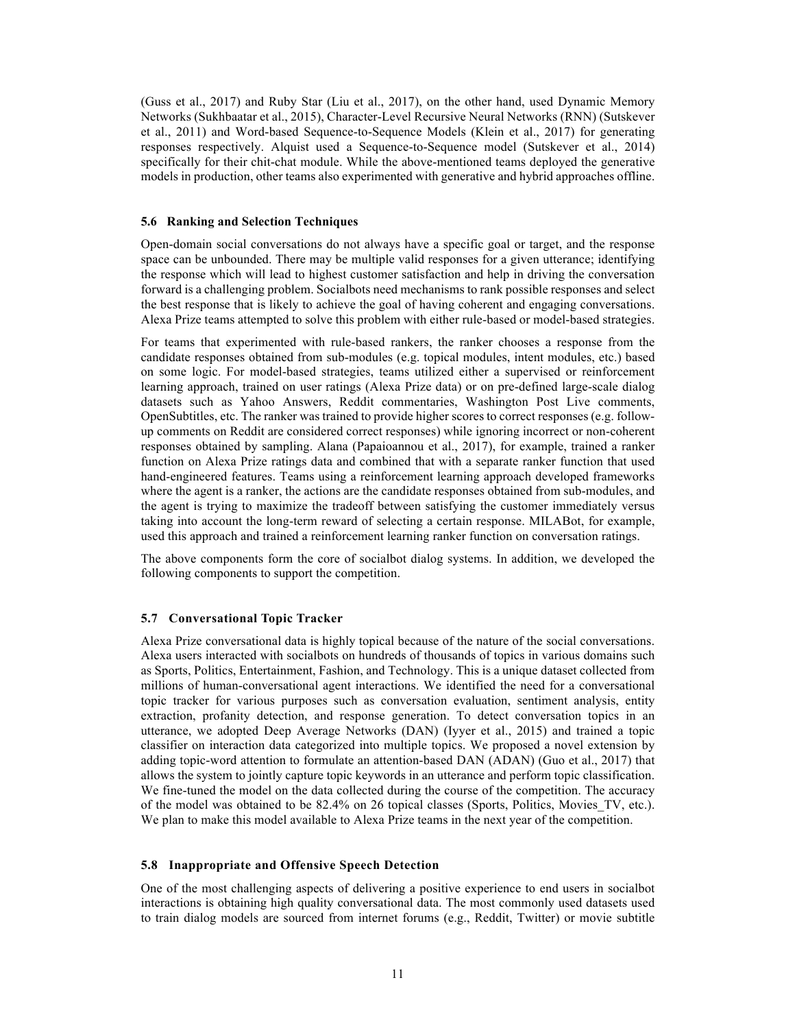(Guss et al., 2017) and Ruby Star (Liu et al., 2017), on the other hand, used Dynamic Memory Networks (Sukhbaatar et al., 2015), Character-Level Recursive Neural Networks (RNN) (Sutskever et al., 2011) and Word-based Sequence-to-Sequence Models (Klein et al., 2017) for generating responses respectively. Alquist used a Sequence-to-Sequence model (Sutskever et al., 2014) specifically for their chit-chat module. While the above-mentioned teams deployed the generative models in production, other teams also experimented with generative and hybrid approaches offline.

### 5.6 Ranking and Selection Techniques

Open-domain social conversations do not always have a specific goal or target, and the response space can be unbounded. There may be multiple valid responses for a given utterance; identifying the response which will lead to highest customer satisfaction and help in driving the conversation forward is a challenging problem. Socialbots need mechanisms to rank possible responses and select the best response that is likely to achieve the goal of having coherent and engaging conversations. Alexa Prize teams attempted to solve this problem with either rule-based or model-based strategies.

For teams that experimented with rule-based rankers, the ranker chooses a response from the candidate responses obtained from sub-modules (e.g. topical modules, intent modules, etc.) based on some logic. For model-based strategies, teams utilized either a supervised or reinforcement learning approach, trained on user ratings (Alexa Prize data) or on pre-defined large-scale dialog datasets such as Yahoo Answers, Reddit commentaries, Washington Post Live comments, OpenSubtitles, etc. The ranker was trained to provide higher scores to correct responses (e.g. follow-up comments on Reddit are considered correct responses) while ignoring incorrect or non-coherent responses obtained by sampling. Alana (Papaioannou et al., 2017), for example, trained a ranker function on Alexa Prize ratings data and combined that with a separate ranker function that used hand-engineered features. Teams using a reinforcement learning approach developed frameworks where the agent is a ranker, the actions are the candidate responses obtained from sub-modules, and the agent is trying to maximize the tradeoff between satisfying the customer immediately versus taking into account the long-term reward of selecting a certain response. MILABot, for example, used this approach and trained a reinforcement learning ranker function on conversation ratings.

The above components form the core of socialbot dialog systems. In addition, we developed the following components to support the competition.

### 5.7 Conversational Topic Tracker

Alexa Prize conversational data is highly topical because of the nature of the social conversations. Alexa users interacted with socialbots on hundreds of thousands of topics in various domains such as Sports, Politics, Entertainment, Fashion, and Technology. This is a unique dataset collected from millions of human-conversational agent interactions. We identified the need for a conversational topic tracker for various purposes such as conversation evaluation, sentiment analysis, entity extraction, profanity detection, and response generation. To detect conversation topics in an utterance, we adopted Deep Average Networks (DAN) (Iyyer et al., 2015) and trained a topic classifier on interaction data categorized into multiple topics. We proposed a novel extension by adding topic-word attention to formulate an attention-based DAN (ADAN) (Guo et al., 2017) that allows the system to jointly capture topic keywords in an utterance and perform topic classification. We fine-tuned the model on the data collected during the course of the competition. The accuracy of the model was obtained to be 82.4% on 26 topical classes (Sports, Politics, Movies_TV, etc.). We plan to make this model available to Alexa Prize teams in the next year of the competition.

### 5.8 Inappropriate and Offensive Speech Detection

One of the most challenging aspects of delivering a positive experience to end users in socialbot interactions is obtaining high quality conversational data. The most commonly used datasets used to train dialog models are sourced from internet forums (e.g., Reddit, Twitter) or movie subtitle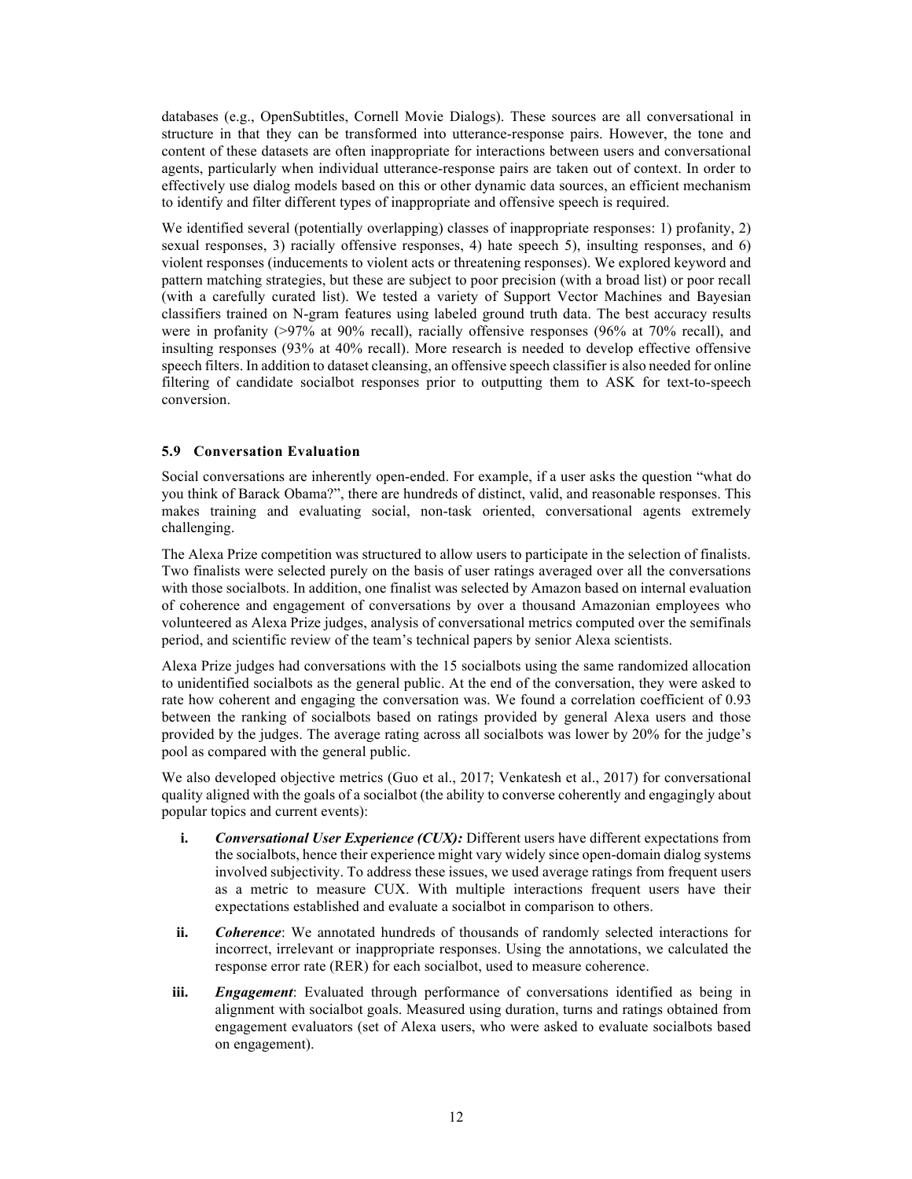databases (e.g., OpenSubtitles, Cornell Movie Dialogs). These sources are all conversational in structure in that they can be transformed into utterance-response pairs. However, the tone and content of these datasets are often inappropriate for interactions between users and conversational agents, particularly when individual utterance-response pairs are taken out of context. In order to effectively use dialog models based on this or other dynamic data sources, an efficient mechanism to identify and filter different types of inappropriate and offensive speech is required.

We identified several (potentially overlapping) classes of inappropriate responses: 1) profanity, 2) sexual responses, 3) racially offensive responses, 4) hate speech 5), insulting responses, and 6) violent responses (inducements to violent acts or threatening responses). We explored keyword and pattern matching strategies, but these are subject to poor precision (with a broad list) or poor recall (with a carefully curated list). We tested a variety of Support Vector Machines and Bayesian classifiers trained on N-gram features using labeled ground truth data. The best accuracy results were in profanity (>97% at 90% recall), racially offensive responses (96% at 70% recall), and insulting responses (93% at 40% recall). More research is needed to develop effective offensive speech filters. In addition to dataset cleansing, an offensive speech classifier is also needed for online filtering of candidate socialbot responses prior to outputting them to ASK for text-to-speech conversion.

### 5.9 Conversation Evaluation

Social conversations are inherently open-ended. For example, if a user asks the question "what do you think of Barack Obama?", there are hundreds of distinct, valid, and reasonable responses. This makes training and evaluating social, non-task oriented, conversational agents extremely challenging.

The Alexa Prize competition was structured to allow users to participate in the selection of finalists. Two finalists were selected purely on the basis of user ratings averaged over all the conversations with those socialbots. In addition, one finalist was selected by Amazon based on internal evaluation of coherence and engagement of conversations by over a thousand Amazonian employees who volunteered as Alexa Prize judges, analysis of conversational metrics computed over the semifinals period, and scientific review of the team's technical papers by senior Alexa scientists.

Alexa Prize judges had conversations with the 15 socialbots using the same randomized allocation to unidentified socialbots as the general public. At the end of the conversation, they were asked to rate how coherent and engaging the conversation was. We found a correlation coefficient of 0.93 between the ranking of socialbots based on ratings provided by general Alexa users and those provided by the judges. The average rating across all socialbots was lower by 20% for the judge's pool as compared with the general public.

We also developed objective metrics (Guo et al., 2017; Venkatesh et al., 2017) for conversational quality aligned with the goals of a socialbot (the ability to converse coherently and engagingly about popular topics and current events):

- **i.** ***Conversational User Experience (CUX):*** Different users have different expectations from the socialbots, hence their experience might vary widely since open-domain dialog systems involved subjectivity. To address these issues, we used average ratings from frequent users as a metric to measure CUX. With multiple interactions frequent users have their expectations established and evaluate a socialbot in comparison to others.
- **ii.** ***Coherence***: We annotated hundreds of thousands of randomly selected interactions for incorrect, irrelevant or inappropriate responses. Using the annotations, we calculated the response error rate (RER) for each socialbot, used to measure coherence.
- **iii.** ***Engagement***: Evaluated through performance of conversations identified as being in alignment with socialbot goals. Measured using duration, turns and ratings obtained from engagement evaluators (set of Alexa users, who were asked to evaluate socialbots based on engagement).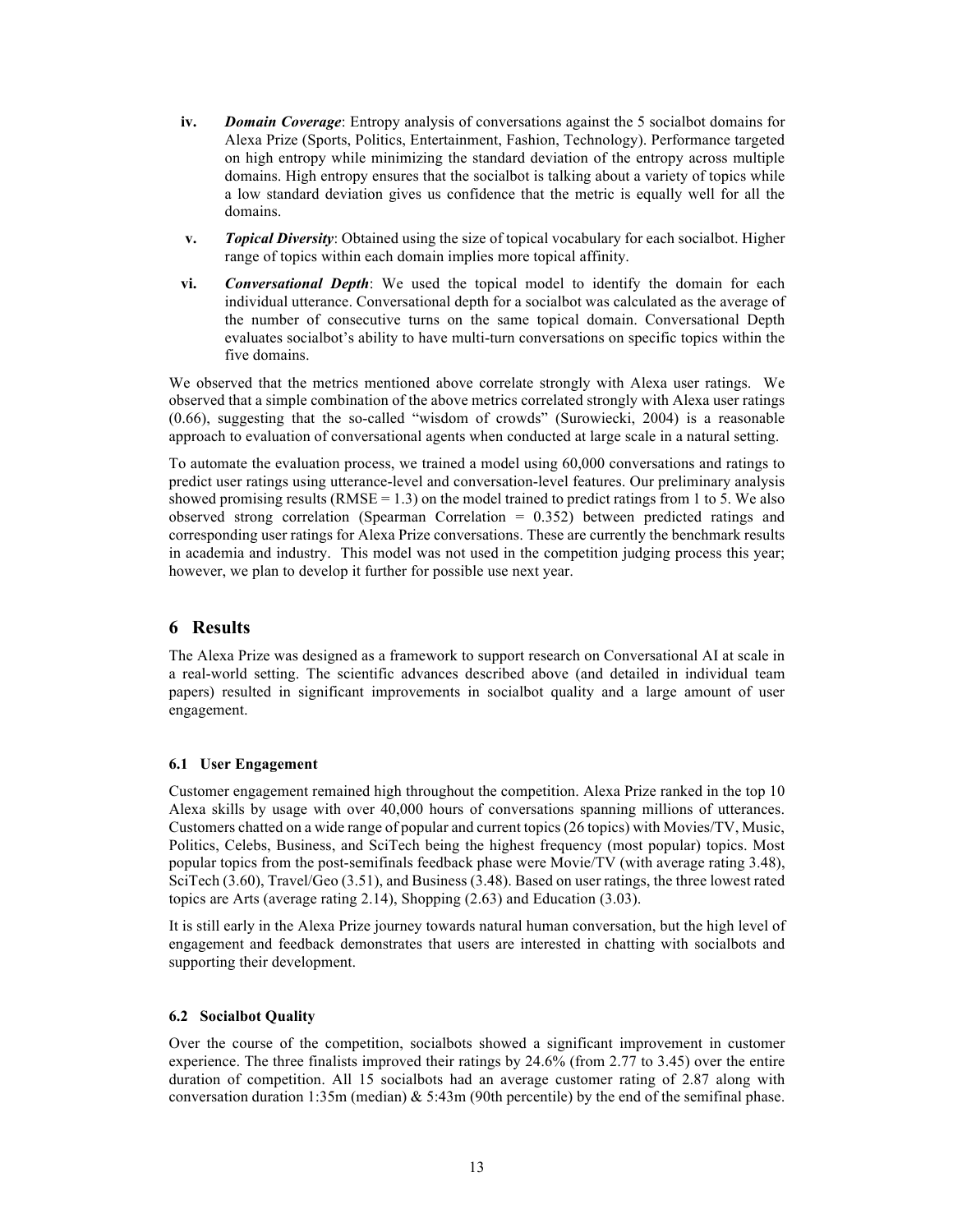iv. ***Domain Coverage***: Entropy analysis of conversations against the 5 socialbot domains for Alexa Prize (Sports, Politics, Entertainment, Fashion, Technology). Performance targeted on high entropy while minimizing the standard deviation of the entropy across multiple domains. High entropy ensures that the socialbot is talking about a variety of topics while a low standard deviation gives us confidence that the metric is equally well for all the domains.

v. ***Topical Diversity***: Obtained using the size of topical vocabulary for each socialbot. Higher range of topics within each domain implies more topical affinity.

vi. ***Conversational Depth***: We used the topical model to identify the domain for each individual utterance. Conversational depth for a socialbot was calculated as the average of the number of consecutive turns on the same topical domain. Conversational Depth evaluates socialbot's ability to have multi-turn conversations on specific topics within the five domains.

We observed that the metrics mentioned above correlate strongly with Alexa user ratings. We observed that a simple combination of the above metrics correlated strongly with Alexa user ratings (0.66), suggesting that the so-called "wisdom of crowds" (Surowiecki, 2004) is a reasonable approach to evaluation of conversational agents when conducted at large scale in a natural setting.

To automate the evaluation process, we trained a model using 60,000 conversations and ratings to predict user ratings using utterance-level and conversation-level features. Our preliminary analysis showed promising results (RMSE = 1.3) on the model trained to predict ratings from 1 to 5. We also observed strong correlation (Spearman Correlation = 0.352) between predicted ratings and corresponding user ratings for Alexa Prize conversations. These are currently the benchmark results in academia and industry. This model was not used in the competition judging process this year; however, we plan to develop it further for possible use next year.

# 6 Results

The Alexa Prize was designed as a framework to support research on Conversational AI at scale in a real-world setting. The scientific advances described above (and detailed in individual team papers) resulted in significant improvements in socialbot quality and a large amount of user engagement.

### 6.1 User Engagement

Customer engagement remained high throughout the competition. Alexa Prize ranked in the top 10 Alexa skills by usage with over 40,000 hours of conversations spanning millions of utterances. Customers chatted on a wide range of popular and current topics (26 topics) with Movies/TV, Music, Politics, Celebs, Business, and SciTech being the highest frequency (most popular) topics. Most popular topics from the post-semifinals feedback phase were Movie/TV (with average rating 3.48), SciTech (3.60), Travel/Geo (3.51), and Business (3.48). Based on user ratings, the three lowest rated topics are Arts (average rating 2.14), Shopping (2.63) and Education (3.03).

It is still early in the Alexa Prize journey towards natural human conversation, but the high level of engagement and feedback demonstrates that users are interested in chatting with socialbots and supporting their development.

### 6.2 Socialbot Quality

Over the course of the competition, socialbots showed a significant improvement in customer experience. The three finalists improved their ratings by 24.6% (from 2.77 to 3.45) over the entire duration of competition. All 15 socialbots had an average customer rating of 2.87 along with conversation duration 1:35m (median) & 5:43m (90th percentile) by the end of the semifinal phase.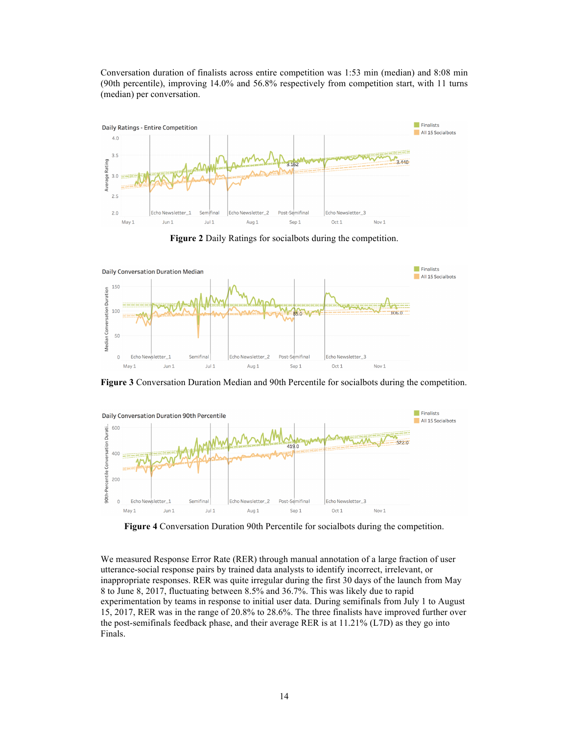Conversation duration of finalists across entire competition was 1:53 min (median) and 8:08 min (90th percentile), improving 14.0% and 56.8% respectively from competition start, with 11 turns (median) per conversation.

**Figure 2** Daily Ratings for socialbots during the competition.

**Figure 3** Conversation Duration Median and 90th Percentile for socialbots during the competition.

**Figure 4** Conversation Duration 90th Percentile for socialbots during the competition.

We measured Response Error Rate (RER) through manual annotation of a large fraction of user utterance-social response pairs by trained data analysts to identify incorrect, irrelevant, or inappropriate responses. RER was quite irregular during the first 30 days of the launch from May 8 to June 8, 2017, fluctuating between 8.5% and 36.7%. This was likely due to rapid experimentation by teams in response to initial user data. During semifinals from July 1 to August 15, 2017, RER was in the range of 20.8% to 28.6%. The three finalists have improved further over the post-semifinals feedback phase, and their average RER is at 11.21% (L7D) as they go into Finals.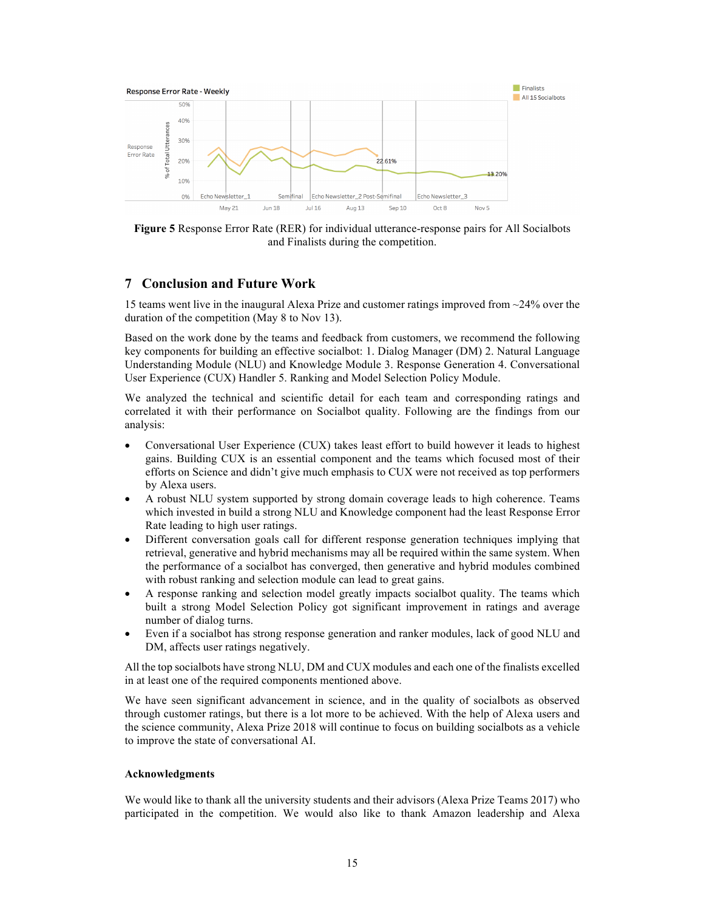Figure 5 Response Error Rate (RER) for individual utterance-response pairs for All Socialbots and Finalists during the competition.

# 7 Conclusion and Future Work

15 teams went live in the inaugural Alexa Prize and customer ratings improved from ~24% over the duration of the competition (May 8 to Nov 13).

Based on the work done by the teams and feedback from customers, we recommend the following key components for building an effective socialbot: 1. Dialog Manager (DM) 2. Natural Language Understanding Module (NLU) and Knowledge Module 3. Response Generation 4. Conversational User Experience (CUX) Handler 5. Ranking and Model Selection Policy Module.

We analyzed the technical and scientific detail for each team and corresponding ratings and correlated it with their performance on Socialbot quality. Following are the findings from our analysis:

- Conversational User Experience (CUX) takes least effort to build however it leads to highest gains. Building CUX is an essential component and the teams which focused most of their efforts on Science and didn't give much emphasis to CUX were not received as top performers by Alexa users.
- A robust NLU system supported by strong domain coverage leads to high coherence. Teams which invested in build a strong NLU and Knowledge component had the least Response Error Rate leading to high user ratings.
- Different conversation goals call for different response generation techniques implying that retrieval, generative and hybrid mechanisms may all be required within the same system. When the performance of a socialbot has converged, then generative and hybrid modules combined with robust ranking and selection module can lead to great gains.
- A response ranking and selection model greatly impacts socialbot quality. The teams which built a strong Model Selection Policy got significant improvement in ratings and average number of dialog turns.
- Even if a socialbot has strong response generation and ranker modules, lack of good NLU and DM, affects user ratings negatively.

All the top socialbots have strong NLU, DM and CUX modules and each one of the finalists excelled in at least one of the required components mentioned above.

We have seen significant advancement in science, and in the quality of socialbots as observed through customer ratings, but there is a lot more to be achieved. With the help of Alexa users and the science community, Alexa Prize 2018 will continue to focus on building socialbots as a vehicle to improve the state of conversational AI.

### Acknowledgments

We would like to thank all the university students and their advisors (Alexa Prize Teams 2017) who participated in the competition. We would also like to thank Amazon leadership and Alexa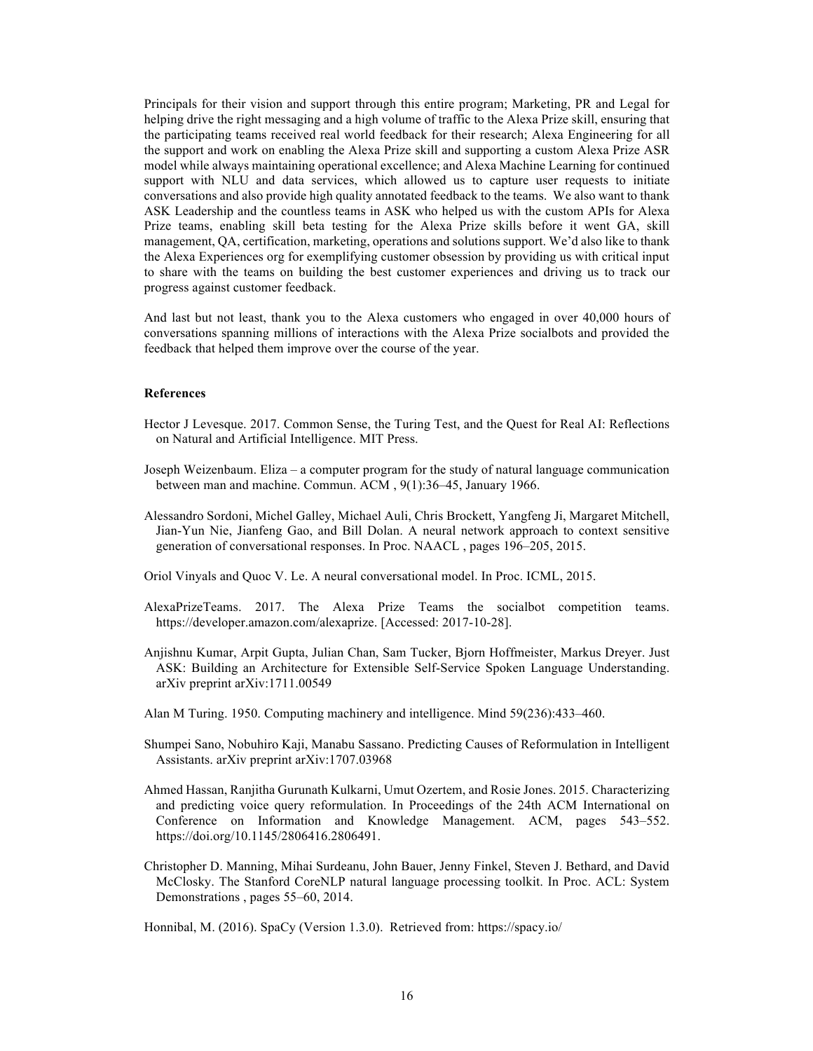Principals for their vision and support through this entire program; Marketing, PR and Legal for helping drive the right messaging and a high volume of traffic to the Alexa Prize skill, ensuring that the participating teams received real world feedback for their research; Alexa Engineering for all the support and work on enabling the Alexa Prize skill and supporting a custom Alexa Prize ASR model while always maintaining operational excellence; and Alexa Machine Learning for continued support with NLU and data services, which allowed us to capture user requests to initiate conversations and also provide high quality annotated feedback to the teams. We also want to thank ASK Leadership and the countless teams in ASK who helped us with the custom APIs for Alexa Prize teams, enabling skill beta testing for the Alexa Prize skills before it went GA, skill management, QA, certification, marketing, operations and solutions support. We'd also like to thank the Alexa Experiences org for exemplifying customer obsession by providing us with critical input to share with the teams on building the best customer experiences and driving us to track our progress against customer feedback.

And last but not least, thank you to the Alexa customers who engaged in over 40,000 hours of conversations spanning millions of interactions with the Alexa Prize socialbots and provided the feedback that helped them improve over the course of the year.

**References**

Hector J Levesque. 2017. Common Sense, the Turing Test, and the Quest for Real AI: Reflections on Natural and Artificial Intelligence. MIT Press.

Joseph Weizenbaum. Eliza – a computer program for the study of natural language communication between man and machine. Commun. ACM , 9(1):36–45, January 1966.

Alessandro Sordoni, Michel Galley, Michael Auli, Chris Brockett, Yangfeng Ji, Margaret Mitchell, Jian-Yun Nie, Jianfeng Gao, and Bill Dolan. A neural network approach to context sensitive generation of conversational responses. In Proc. NAACL , pages 196–205, 2015.

Oriol Vinyals and Quoc V. Le. A neural conversational model. In Proc. ICML, 2015.

AlexaPrizeTeams. 2017. The Alexa Prize Teams the socialbot competition teams. https://developer.amazon.com/alexaprize. [Accessed: 2017-10-28].

Anjishnu Kumar, Arpit Gupta, Julian Chan, Sam Tucker, Bjorn Hoffmeister, Markus Dreyer. Just ASK: Building an Architecture for Extensible Self-Service Spoken Language Understanding. arXiv preprint arXiv:1711.00549

Alan M Turing. 1950. Computing machinery and intelligence. Mind 59(236):433–460.

Shumpei Sano, Nobuhiro Kaji, Manabu Sassano. Predicting Causes of Reformulation in Intelligent Assistants. arXiv preprint arXiv:1707.03968

Ahmed Hassan, Ranjitha Gurunath Kulkarni, Umut Ozertem, and Rosie Jones. 2015. Characterizing and predicting voice query reformulation. In Proceedings of the 24th ACM International on Conference on Information and Knowledge Management. ACM, pages 543–552. https://doi.org/10.1145/2806416.2806491.

Christopher D. Manning, Mihai Surdeanu, John Bauer, Jenny Finkel, Steven J. Bethard, and David McClosky. The Stanford CoreNLP natural language processing toolkit. In Proc. ACL: System Demonstrations , pages 55–60, 2014.

Honnibal, M. (2016). SpaCy (Version 1.3.0). Retrieved from: https://spacy.io/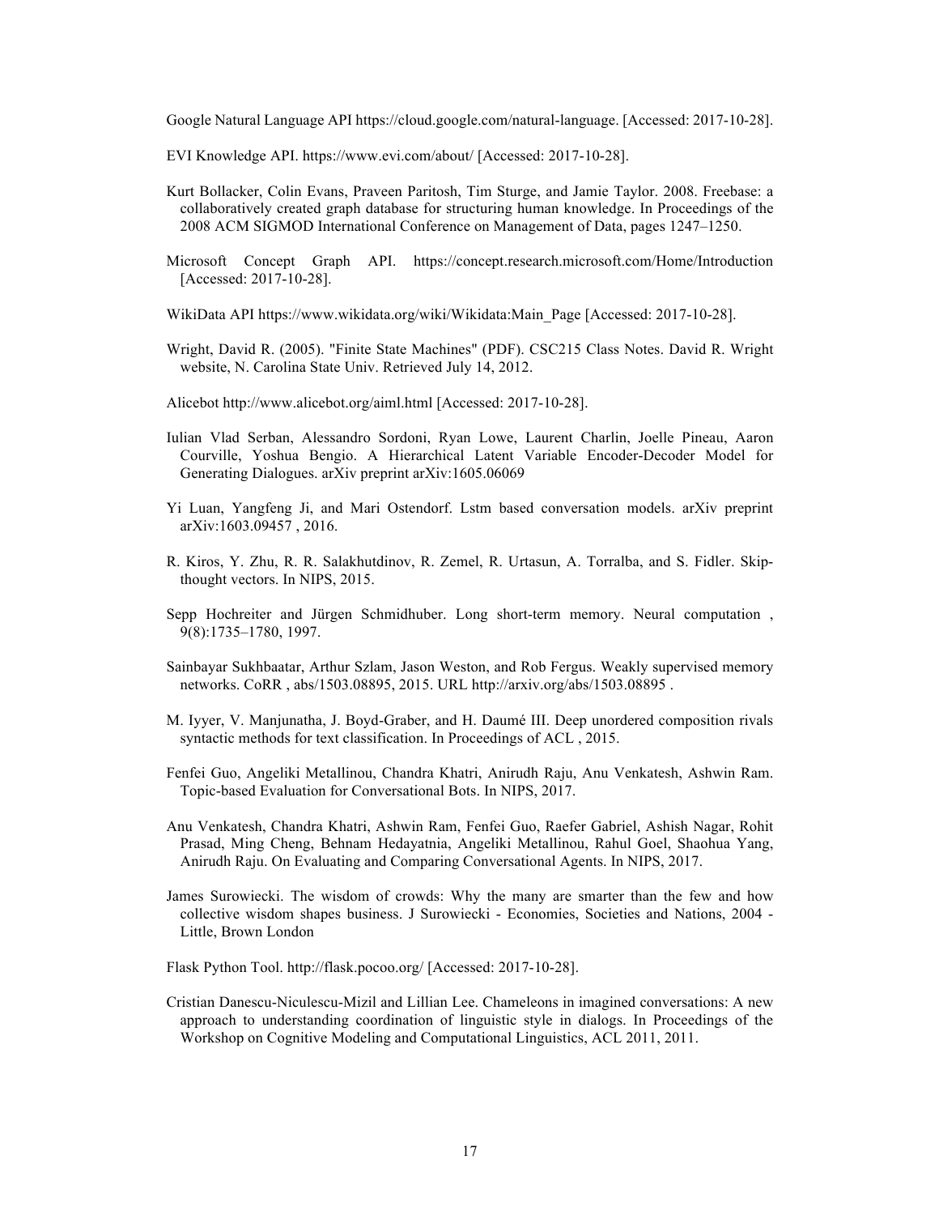Google Natural Language API https://cloud.google.com/natural-language. [Accessed: 2017-10-28].

EVI Knowledge API. https://www.evi.com/about/ [Accessed: 2017-10-28].

Kurt Bollacker, Colin Evans, Praveen Paritosh, Tim Sturge, and Jamie Taylor. 2008. Freebase: a collaboratively created graph database for structuring human knowledge. In Proceedings of the 2008 ACM SIGMOD International Conference on Management of Data, pages 1247–1250.

Microsoft Concept Graph API. https://concept.research.microsoft.com/Home/Introduction [Accessed: 2017-10-28].

WikiData API https://www.wikidata.org/wiki/Wikidata:Main_Page [Accessed: 2017-10-28].

Wright, David R. (2005). "Finite State Machines" (PDF). CSC215 Class Notes. David R. Wright website, N. Carolina State Univ. Retrieved July 14, 2012.

Alicebot http://www.alicebot.org/aiml.html [Accessed: 2017-10-28].

Iulian Vlad Serban, Alessandro Sordoni, Ryan Lowe, Laurent Charlin, Joelle Pineau, Aaron Courville, Yoshua Bengio. A Hierarchical Latent Variable Encoder-Decoder Model for Generating Dialogues. arXiv preprint arXiv:1605.06069

Yi Luan, Yangfeng Ji, and Mari Ostendorf. Lstm based conversation models. arXiv preprint arXiv:1603.09457 , 2016.

R. Kiros, Y. Zhu, R. R. Salakhutdinov, R. Zemel, R. Urtasun, A. Torralba, and S. Fidler. Skip-thought vectors. In NIPS, 2015.

Sepp Hochreiter and Jürgen Schmidhuber. Long short-term memory. Neural computation , 9(8):1735–1780, 1997.

Sainbayar Sukhbaatar, Arthur Szlam, Jason Weston, and Rob Fergus. Weakly supervised memory networks. CoRR , abs/1503.08895, 2015. URL http://arxiv.org/abs/1503.08895 .

M. Iyyer, V. Manjunatha, J. Boyd-Graber, and H. Daumé III. Deep unordered composition rivals syntactic methods for text classification. In Proceedings of ACL , 2015.

Fenfei Guo, Angeliki Metallinou, Chandra Khatri, Anirudh Raju, Anu Venkatesh, Ashwin Ram. Topic-based Evaluation for Conversational Bots. In NIPS, 2017.

Anu Venkatesh, Chandra Khatri, Ashwin Ram, Fenfei Guo, Raefer Gabriel, Ashish Nagar, Rohit Prasad, Ming Cheng, Behnam Hedayatnia, Angeliki Metallinou, Rahul Goel, Shaohua Yang, Anirudh Raju. On Evaluating and Comparing Conversational Agents. In NIPS, 2017.

James Surowiecki. The wisdom of crowds: Why the many are smarter than the few and how collective wisdom shapes business. J Surowiecki - Economies, Societies and Nations, 2004 - Little, Brown London

Flask Python Tool. http://flask.pocoo.org/ [Accessed: 2017-10-28].

Cristian Danescu-Niculescu-Mizil and Lillian Lee. Chameleons in imagined conversations: A new approach to understanding coordination of linguistic style in dialogs. In Proceedings of the Workshop on Cognitive Modeling and Computational Linguistics, ACL 2011, 2011.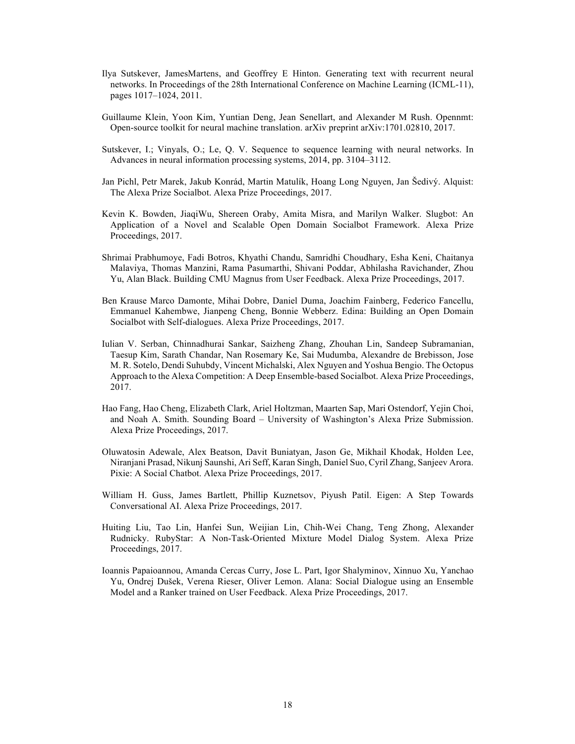Ilya Sutskever, JamesMartens, and Geoffrey E Hinton. Generating text with recurrent neural networks. In Proceedings of the 28th International Conference on Machine Learning (ICML-11), pages 1017–1024, 2011.

Guillaume Klein, Yoon Kim, Yuntian Deng, Jean Senellart, and Alexander M Rush. Opennmt: Open-source toolkit for neural machine translation. arXiv preprint arXiv:1701.02810, 2017.

Sutskever, I.; Vinyals, O.; Le, Q. V. Sequence to sequence learning with neural networks. In Advances in neural information processing systems, 2014, pp. 3104–3112.

Jan Pichl, Petr Marek, Jakub Konrád, Martin Matulík, Hoang Long Nguyen, Jan Šedivý. Alquist: The Alexa Prize Socialbot. Alexa Prize Proceedings, 2017.

Kevin K. Bowden, JiaqiWu, Shereen Oraby, Amita Misra, and Marilyn Walker. Slugbot: An Application of a Novel and Scalable Open Domain Socialbot Framework. Alexa Prize Proceedings, 2017.

Shrimai Prabhumoye, Fadi Botros, Khyathi Chandu, Samridhi Choudhary, Esha Keni, Chaitanya Malaviya, Thomas Manzini, Rama Pasumarthi, Shivani Poddar, Abhilasha Ravichander, Zhou Yu, Alan Black. Building CMU Magnus from User Feedback. Alexa Prize Proceedings, 2017.

Ben Krause Marco Damonte, Mihai Dobre, Daniel Duma, Joachim Fainberg, Federico Fancellu, Emmanuel Kahembwe, Jianpeng Cheng, Bonnie Webberz. Edina: Building an Open Domain Socialbot with Self-dialogues. Alexa Prize Proceedings, 2017.

Iulian V. Serban, Chinnadhurai Sankar, Saizheng Zhang, Zhouhan Lin, Sandeep Subramanian, Taesup Kim, Sarath Chandar, Nan Rosemary Ke, Sai Mudumba, Alexandre de Brebisson, Jose M. R. Sotelo, Dendi Suhubdy, Vincent Michalski, Alex Nguyen and Yoshua Bengio. The Octopus Approach to the Alexa Competition: A Deep Ensemble-based Socialbot. Alexa Prize Proceedings, 2017.

Hao Fang, Hao Cheng, Elizabeth Clark, Ariel Holtzman, Maarten Sap, Mari Ostendorf, Yejin Choi, and Noah A. Smith. Sounding Board – University of Washington's Alexa Prize Submission. Alexa Prize Proceedings, 2017.

Oluwatosin Adewale, Alex Beatson, Davit Buniatyan, Jason Ge, Mikhail Khodak, Holden Lee, Niranjani Prasad, Nikunj Saunshi, Ari Seff, Karan Singh, Daniel Suo, Cyril Zhang, Sanjeev Arora. Pixie: A Social Chatbot. Alexa Prize Proceedings, 2017.

William H. Guss, James Bartlett, Phillip Kuznetsov, Piyush Patil. Eigen: A Step Towards Conversational AI. Alexa Prize Proceedings, 2017.

Huiting Liu, Tao Lin, Hanfei Sun, Weijian Lin, Chih-Wei Chang, Teng Zhong, Alexander Rudnicky. RubyStar: A Non-Task-Oriented Mixture Model Dialog System. Alexa Prize Proceedings, 2017.

Ioannis Papaioannou, Amanda Cercas Curry, Jose L. Part, Igor Shalyminov, Xinnuo Xu, Yanchao Yu, Ondrej Dušek, Verena Rieser, Oliver Lemon. Alana: Social Dialogue using an Ensemble Model and a Ranker trained on User Feedback. Alexa Prize Proceedings, 2017.